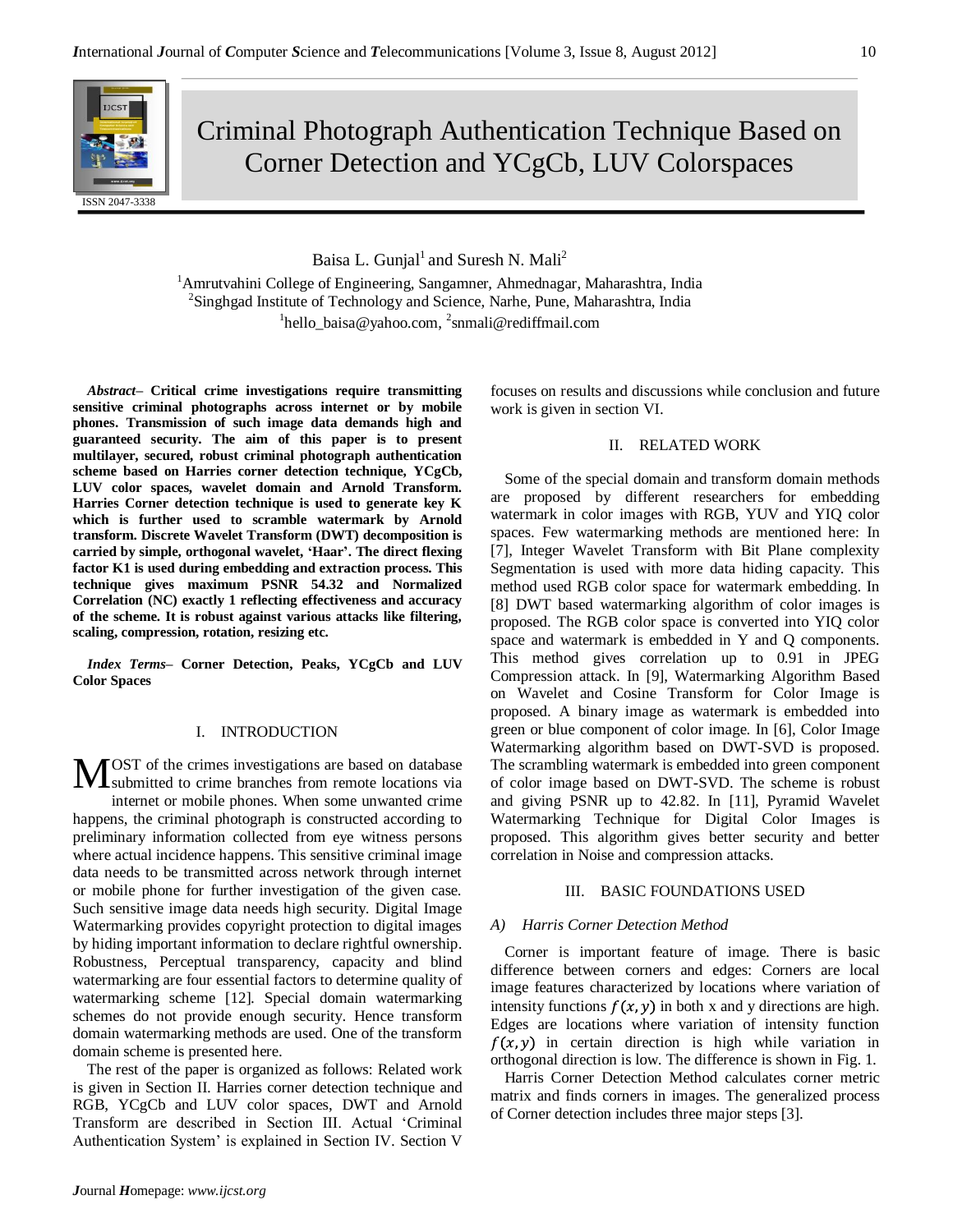# Criminal Photograph Authentication Technique Based on Corner Detection and YCgCb, LUV Colorspaces

Baisa L. Gunjal[1] and Suresh N. Mali[2]

[1]Amrutvahini College of Engineering, Sangamner, Ahmednagar, Maharashtra, India
[2]Singhgad Institute of Technology and Science, Narhe, Pune, Maharashtra, India
[1]hello_baisa@yahoo.com, [2]snmali@rediffmail.com

***Abstract*– Critical crime investigations require transmitting sensitive criminal photographs across internet or by mobile phones. Transmission of such image data demands high and guaranteed security. The aim of this paper is to present multilayer, secured, robust criminal photograph authentication scheme based on Harries corner detection technique, YCgCb, LUV color spaces, wavelet domain and Arnold Transform. Harries Corner detection technique is used to generate key K which is further used to scramble watermark by Arnold transform. Discrete Wavelet Transform (DWT) decomposition is carried by simple, orthogonal wavelet, 'Haar'. The direct flexing factor K1 is used during embedding and extraction process. This technique gives maximum PSNR 54.32 and Normalized Correlation (NC) exactly 1 reflecting effectiveness and accuracy of the scheme. It is robust against various attacks like filtering, scaling, compression, rotation, resizing etc.**

***Index Terms*– Corner Detection, Peaks, YCgCb and LUV Color Spaces**

## I. INTRODUCTION

Most of the crimes investigations are based on database submitted to crime branches from remote locations via internet or mobile phones. When some unwanted crime happens, the criminal photograph is constructed according to preliminary information collected from eye witness persons where actual incidence happens. This sensitive criminal image data needs to be transmitted across network through internet or mobile phone for further investigation of the given case. Such sensitive image data needs high security. Digital Image Watermarking provides copyright protection to digital images by hiding important information to declare rightful ownership. Robustness, Perceptual transparency, capacity and blind watermarking are four essential factors to determine quality of watermarking scheme [12]. Special domain watermarking schemes do not provide enough security. Hence transform domain watermarking methods are used. One of the transform domain scheme is presented here.

The rest of the paper is organized as follows: Related work is given in Section II. Harries corner detection technique and RGB, YCgCb and LUV color spaces, DWT and Arnold Transform are described in Section III. Actual 'Criminal Authentication System' is explained in Section IV. Section V focuses on results and discussions while conclusion and future work is given in section VI.

## II. RELATED WORK

Some of the special domain and transform domain methods are proposed by different researchers for embedding watermark in color images with RGB, YUV and YIQ color spaces. Few watermarking methods are mentioned here: In [7], Integer Wavelet Transform with Bit Plane complexity Segmentation is used with more data hiding capacity. This method used RGB color space for watermark embedding. In [8] DWT based watermarking algorithm of color images is proposed. The RGB color space is converted into YIQ color space and watermark is embedded in Y and Q components. This method gives correlation up to 0.91 in JPEG Compression attack. In [9], Watermarking Algorithm Based on Wavelet and Cosine Transform for Color Image is proposed. A binary image as watermark is embedded into green or blue component of color image. In [6], Color Image Watermarking algorithm based on DWT-SVD is proposed. The scrambling watermark is embedded into green component of color image based on DWT-SVD. The scheme is robust and giving PSNR up to 42.82. In [11], Pyramid Wavelet Watermarking Technique for Digital Color Images is proposed. This algorithm gives better security and better correlation in Noise and compression attacks.

## III. BASIC FOUNDATIONS USED

### *A) Harris Corner Detection Method*

Corner is important feature of image. There is basic difference between corners and edges: Corners are local image features characterized by locations where variation of intensity functions $f(x, y)$ in both x and y directions are high. Edges are locations where variation of intensity function $f(x, y)$ in certain direction is high while variation in orthogonal direction is low. The difference is shown in Fig. 1.

Harris Corner Detection Method calculates corner metric matrix and finds corners in images. The generalized process of Corner detection includes three major steps [3].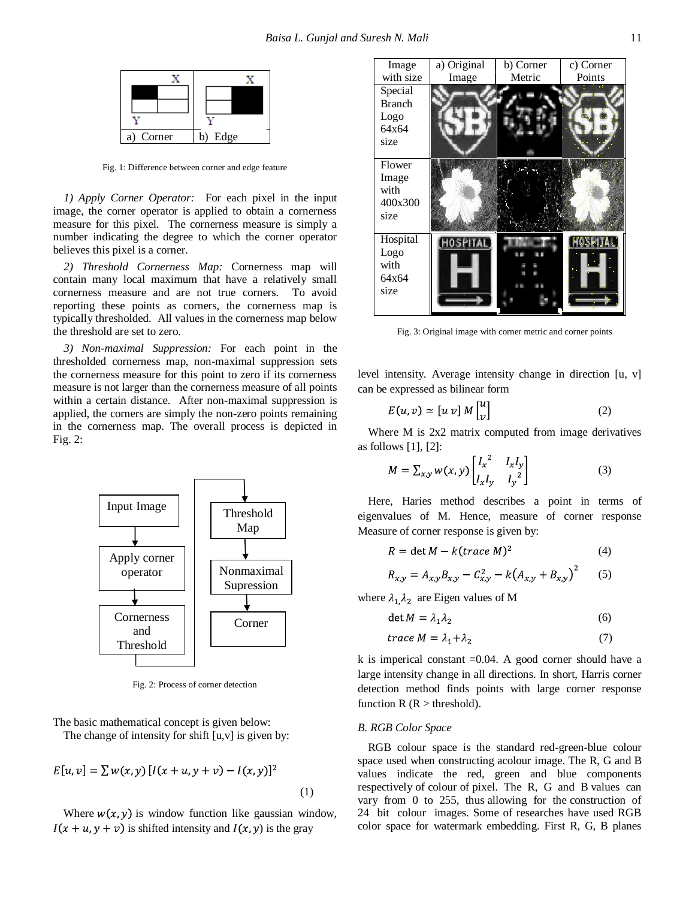| | X | | X |
|---|---|---|---|
| Y | | Y | |
| a) Corner | | b) Edge | |

Fig. 1: Difference between corner and edge feature

*1) Apply Corner Operator:* For each pixel in the input image, the corner operator is applied to obtain a cornerness measure for this pixel. The cornerness measure is simply a number indicating the degree to which the corner operator believes this pixel is a corner.

*2) Threshold Cornerness Map:* Cornerness map will contain many local maximum that have a relatively small cornerness measure and are not true corners. To avoid reporting these points as corners, the cornerness map is typically thresholded. All values in the cornerness map below the threshold are set to zero.

*3) Non-maximal Suppression:* For each point in the thresholded cornerness map, non-maximal suppression sets the cornerness measure for this point to zero if its cornerness measure is not larger than the cornerness measure of all points within a certain distance. After non-maximal suppression is applied, the corners are simply the non-zero points remaining in the cornerness map. The overall process is depicted in Fig. 2:

Input Image → Apply corner operator → Cornerness and Threshold → Threshold Map → Nonmaximal Supression → Corner

Fig. 2: Process of corner detection

The basic mathematical concept is given below:

The change of intensity for shift [u,v] is given by:

$$E[u,v] = \sum w(x,y)\,[I(x+u, y+v) - I(x,y)]^2 \tag{1}$$

Where $w(x,y)$ is window function like gaussian window, $I(x+u, y+v)$ is shifted intensity and $I(x,y)$ is the gray

| Image with size | a) Original Image | b) Corner Metric | c) Corner Points |
|---|---|---|---|
| Special Branch Logo 64x64 size | | | |
| Flower Image with 400x300 size | | | |
| Hospital Logo with 64x64 size | | | |

Fig. 3: Original image with corner metric and corner points

level intensity. Average intensity change in direction [u, v] can be expressed as bilinear form

$$E(u,v) \simeq [u\ v]\ M \begin{bmatrix} u \\ v \end{bmatrix} \tag{2}$$

Where M is 2x2 matrix computed from image derivatives as follows [1], [2]:

$$M = \sum_{x,y} w(x,y) \begin{bmatrix} I_x{}^2 & I_x I_y \\ I_x I_y & I_y{}^2 \end{bmatrix} \tag{3}$$

Here, Haries method describes a point in terms of eigenvalues of M. Hence, measure of corner response Measure of corner response is given by:

$$R = \det M - k(trace\ M)^2 \tag{4}$$

$$R_{x,y} = A_{x,y}B_{x,y} - C_{x,y}^2 - k\left(A_{x,y} + B_{x,y}\right)^2 \tag{5}$$

where $\lambda_1, \lambda_2$ are Eigen values of M

$$\det M = \lambda_1 \lambda_2 \tag{6}$$

$$trace\ M = \lambda_1 + \lambda_2 \tag{7}$$

k is imperical constant =0.04. A good corner should have a large intensity change in all directions. In short, Harris corner detection method finds points with large corner response function R (R > threshold).

### *B. RGB Color Space*

RGB colour space is the standard red-green-blue colour space used when constructing acolour image. The R, G and B values indicate the red, green and blue components respectively of colour of pixel. The R, G and B values can vary from 0 to 255, thus allowing for the construction of 24 bit colour images. Some of researches have used RGB color space for watermark embedding. First R, G, B planes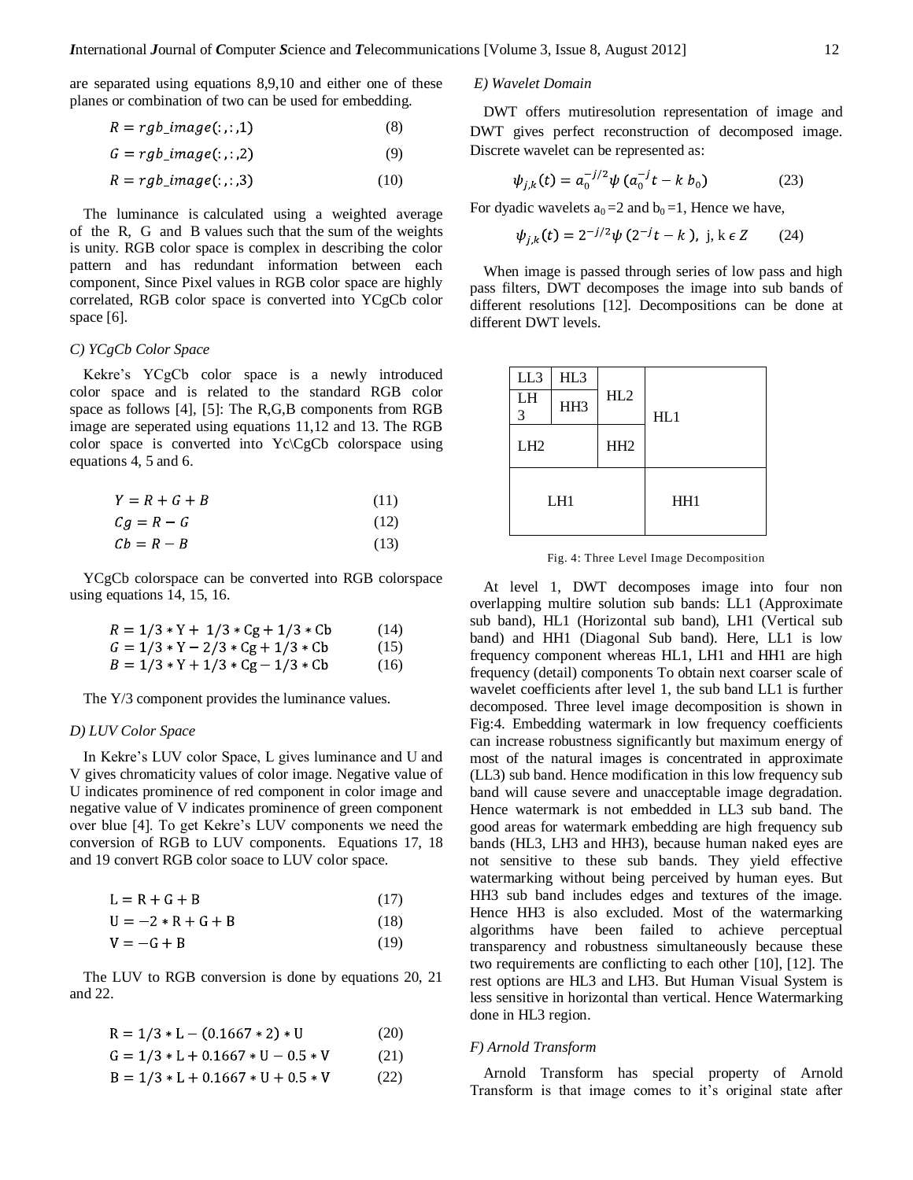are separated using equations 8,9,10 and either one of these planes or combination of two can be used for embedding.

$$R = rgb\_image(:,:,1) \quad (8)$$

$$G = rgb\_image(:,:,2) \quad (9)$$

$$R = rgb\_image(:,:,3) \quad (10)$$

The luminance is calculated using a weighted average of the R, G and B values such that the sum of the weights is unity. RGB color space is complex in describing the color pattern and has redundant information between each component, Since Pixel values in RGB color space are highly correlated, RGB color space is converted into YCgCb color space [6].

### C) YCgCb Color Space

Kekre's YCgCb color space is a newly introduced color space and is related to the standard RGB color space as follows [4], [5]: The R,G,B components from RGB image are seperated using equations 11,12 and 13. The RGB color space is converted into Yc\CgCb colorspace using equations 4, 5 and 6.

$$Y = R + G + B \quad (11)$$

$$Cg = R - G \quad (12)$$

$$Cb = R - B \quad (13)$$

YCgCb colorspace can be converted into RGB colorspace using equations 14, 15, 16.

$$R = 1/3 * Y + 1/3 * Cg + 1/3 * Cb \quad (14)$$

$$G = 1/3 * Y - 2/3 * Cg + 1/3 * Cb \quad (15)$$

$$B = 1/3 * Y + 1/3 * Cg - 1/3 * Cb \quad (16)$$

The Y/3 component provides the luminance values.

### D) LUV Color Space

In Kekre's LUV color Space, L gives luminance and U and V gives chromaticity values of color image. Negative value of U indicates prominence of red component in color image and negative value of V indicates prominence of green component over blue [4]. To get Kekre's LUV components we need the conversion of RGB to LUV components. Equations 17, 18 and 19 convert RGB color soace to LUV color space.

$$L = R + G + B \quad (17)$$

$$U = -2 * R + G + B \quad (18)$$

$$V = -G + B \quad (19)$$

The LUV to RGB conversion is done by equations 20, 21 and 22.

$$R = 1/3 * L - (0.1667 * 2) * U \quad (20)$$

$$G = 1/3 * L + 0.1667 * U - 0.5 * V \quad (21)$$

$$B = 1/3 * L + 0.1667 * U + 0.5 * V \quad (22)$$

### E) Wavelet Domain

DWT offers mutiresolution representation of image and DWT gives perfect reconstruction of decomposed image. Discrete wavelet can be represented as:

$$\psi_{j,k}(t) = a_0^{-j/2}\psi\,(a_0^{-j}t - k\,b_0) \quad (23)$$

For dyadic wavelets $a_0 = 2$ and $b_0 = 1$, Hence we have,

$$\psi_{j,k}(t) = 2^{-j/2}\psi\,(2^{-j}t - k\,),\ \text{j, k} \in Z \quad (24)$$

When image is passed through series of low pass and high pass filters, DWT decomposes the image into sub bands of different resolutions [12]. Decompositions can be done at different DWT levels.

| LL3 | HL3 | HL2 | HL1 |
|---|---|---|---|
| LH3 | HH3 | | |
| LH2 | | HH2 | |
| LH1 | | | HH1 |

Fig. 4: Three Level Image Decomposition

At level 1, DWT decomposes image into four non overlapping multire solution sub bands: LL1 (Approximate sub band), HL1 (Horizontal sub band), LH1 (Vertical sub band) and HH1 (Diagonal Sub band). Here, LL1 is low frequency component whereas HL1, LH1 and HH1 are high frequency (detail) components To obtain next coarser scale of wavelet coefficients after level 1, the sub band LL1 is further decomposed. Three level image decomposition is shown in Fig:4. Embedding watermark in low frequency coefficients can increase robustness significantly but maximum energy of most of the natural images is concentrated in approximate (LL3) sub band. Hence modification in this low frequency sub band will cause severe and unacceptable image degradation. Hence watermark is not embedded in LL3 sub band. The good areas for watermark embedding are high frequency sub bands (HL3, LH3 and HH3), because human naked eyes are not sensitive to these sub bands. They yield effective watermarking without being perceived by human eyes. But HH3 sub band includes edges and textures of the image. Hence HH3 is also excluded. Most of the watermarking algorithms have been failed to achieve perceptual transparency and robustness simultaneously because these two requirements are conflicting to each other [10], [12]. The rest options are HL3 and LH3. But Human Visual System is less sensitive in horizontal than vertical. Hence Watermarking done in HL3 region.

### F) Arnold Transform

Arnold Transform has special property of Arnold Transform is that image comes to it's original state after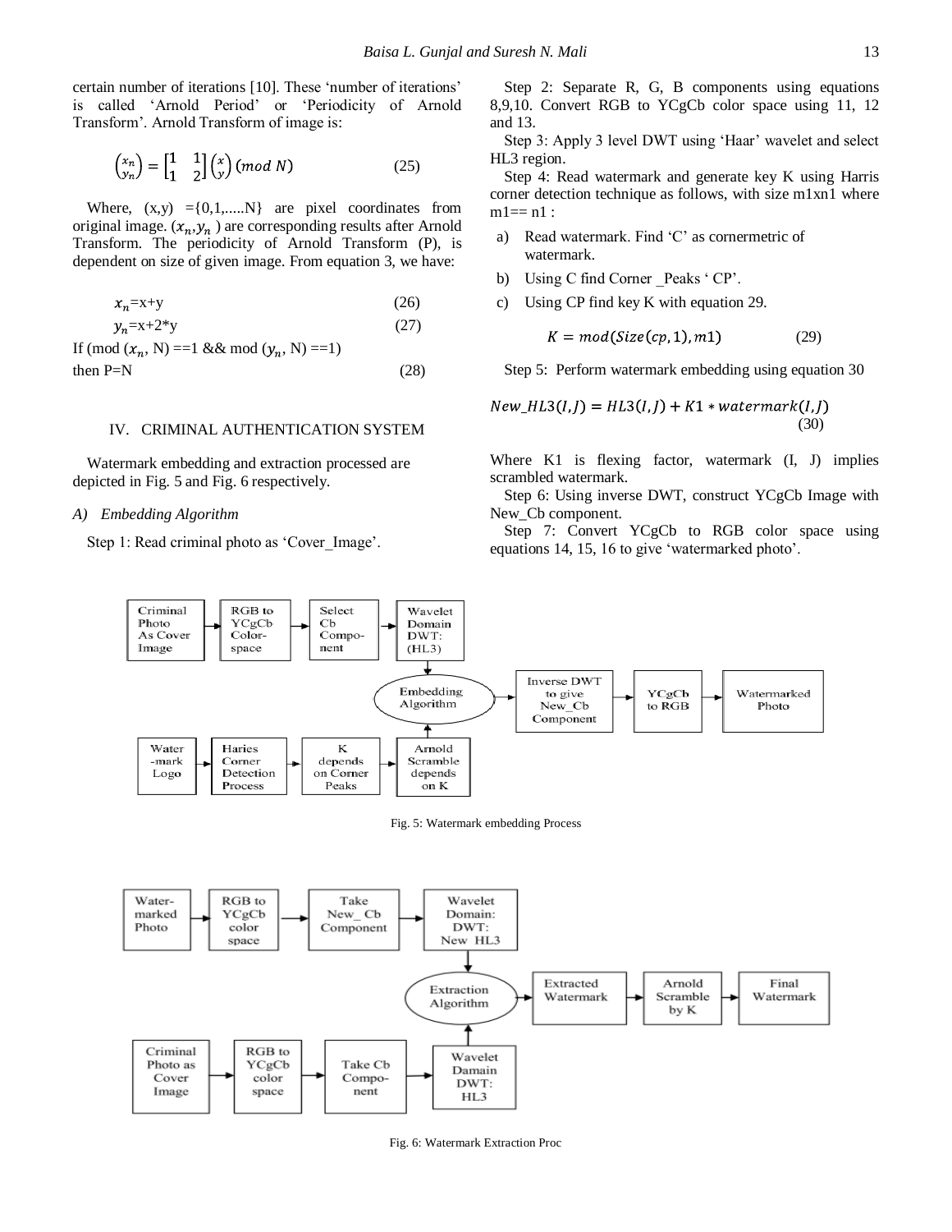certain number of iterations [10]. These 'number of iterations' is called 'Arnold Period' or 'Periodicity of Arnold Transform'. Arnold Transform of image is:

$$\begin{pmatrix} x_n \\ y_n \end{pmatrix} = \begin{bmatrix} 1 & 1 \\ 1 & 2 \end{bmatrix} \begin{pmatrix} x \\ y \end{pmatrix} (mod\ N) \tag{25}$$

Where, (x,y) ={0,1,.....N} are pixel coordinates from original image. $(x_n, y_n)$ are corresponding results after Arnold Transform. The periodicity of Arnold Transform (P), is dependent on size of given image. From equation 3, we have:

$$x_n = x + y \tag{26}$$

$$y_n = x + 2 * y \tag{27}$$

If (mod $(x_n$, N) ==1 && mod $(y_n$, N) ==1)

then P=N (28)

## IV. CRIMINAL AUTHENTICATION SYSTEM

Watermark embedding and extraction processed are depicted in Fig. 5 and Fig. 6 respectively.

### *A) Embedding Algorithm*

Step 1: Read criminal photo as 'Cover_Image'.

Step 2: Separate R, G, B components using equations 8,9,10. Convert RGB to YCgCb color space using 11, 12 and 13.

Step 3: Apply 3 level DWT using 'Haar' wavelet and select HL3 region.

Step 4: Read watermark and generate key K using Harris corner detection technique as follows, with size m1xn1 where m1== n1 :

a) Read watermark. Find 'C' as cornermetric of watermark.
b) Using C find Corner _Peaks ' CP'.
c) Using CP find key K with equation 29.

$$K = mod(Size(cp, 1), m1) \tag{29}$$

Step 5: Perform watermark embedding using equation 30

$$New\_HL3(I, J) = HL3(I, J) + K1 * watermark(I, J) \tag{30}$$

Where K1 is flexing factor, watermark (I, J) implies scrambled watermark.

Step 6: Using inverse DWT, construct YCgCb Image with New_Cb component.

Step 7: Convert YCgCb to RGB color space using equations 14, 15, 16 to give 'watermarked photo'.

Fig. 5: Watermark embedding Process

Fig. 6: Watermark Extraction Proc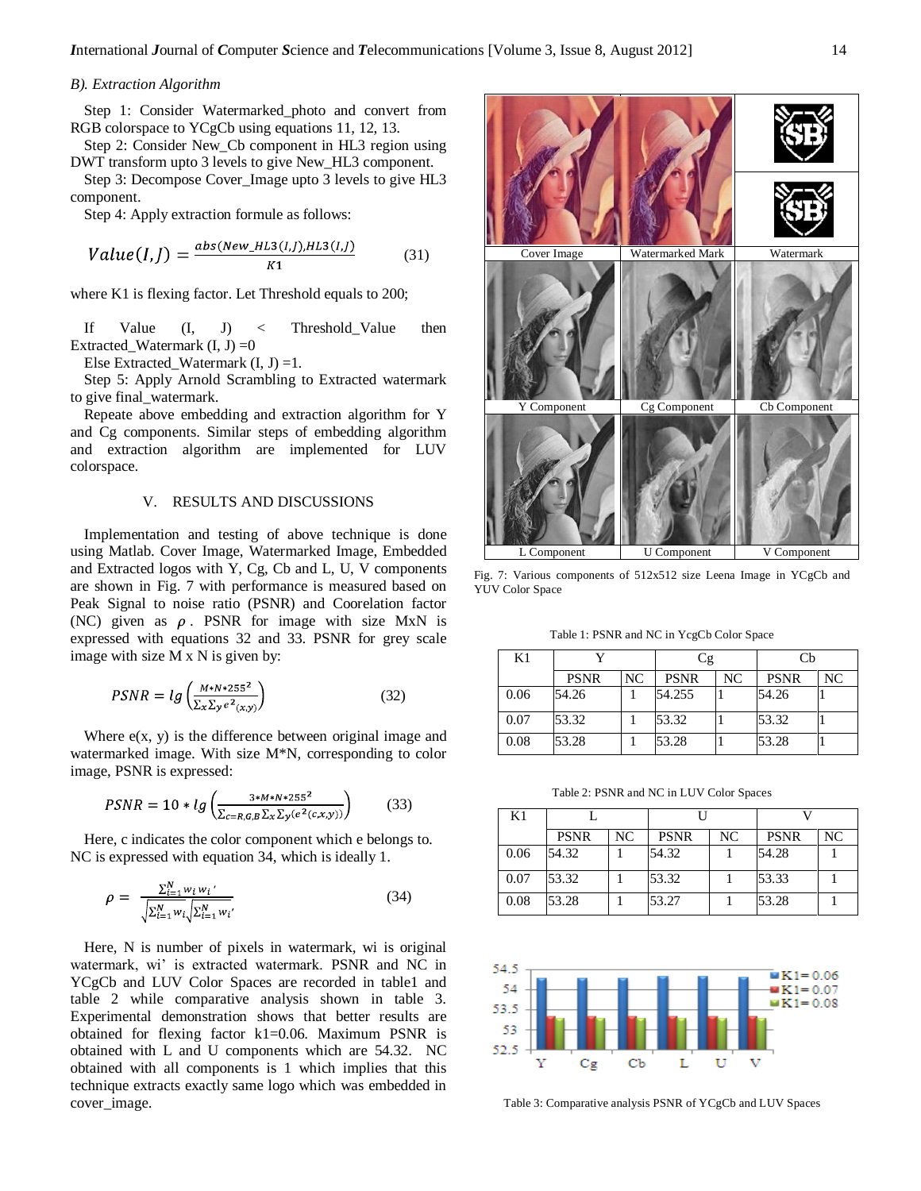*B). Extraction Algorithm*

Step 1: Consider Watermarked_photo and convert from RGB colorspace to YCgCb using equations 11, 12, 13.

Step 2: Consider New_Cb component in HL3 region using DWT transform upto 3 levels to give New_HL3 component.

Step 3: Decompose Cover_Image upto 3 levels to give HL3 component.

Step 4: Apply extraction formule as follows:

$$Value(I,J) = \frac{abs(New\_HL3(I,J), HL3(I,J)}{K1} \quad (31)$$

where K1 is flexing factor. Let Threshold equals to 200;

If Value (I, J) < Threshold_Value then Extracted_Watermark (I, J) =0

Else Extracted_Watermark (I, J) =1.

Step 5: Apply Arnold Scrambling to Extracted watermark to give final_watermark.

Repeate above embedding and extraction algorithm for Y and Cg components. Similar steps of embedding algorithm and extraction algorithm are implemented for LUV colorspace.

## V. RESULTS AND DISCUSSIONS

Implementation and testing of above technique is done using Matlab. Cover Image, Watermarked Image, Embedded and Extracted logos with Y, Cg, Cb and L, U, V components are shown in Fig. 7 with performance is measured based on Peak Signal to noise ratio (PSNR) and Coorelation factor (NC) given as $\rho$. PSNR for image with size MxN is expressed with equations 32 and 33. PSNR for grey scale image with size M x N is given by:

$$PSNR = lg\left(\frac{M*N*255^2}{\sum_x \sum_y e^2_{(x,y)}}\right) \quad (32)$$

Where e(x, y) is the difference between original image and watermarked image. With size M*N, corresponding to color image, PSNR is expressed:

$$PSNR = 10 * lg\left(\frac{3*M*N*255^2}{\sum_{c=R,G,B} \sum_x \sum_y (e^2(c,x,y))}\right) \quad (33)$$

Here, c indicates the color component which e belongs to. NC is expressed with equation 34, which is ideally 1.

$$\rho = \frac{\sum_{i=1}^{N} w_i w_i'}{\sqrt{\sum_{i=1}^{N} w_i}\sqrt{\sum_{i=1}^{N} w_i'}} \quad (34)$$

Here, N is number of pixels in watermark, wi is original watermark, wi' is extracted watermark. PSNR and NC in YCgCb and LUV Color Spaces are recorded in table1 and table 2 while comparative analysis shown in table 3. Experimental demonstration shows that better results are obtained for flexing factor k1=0.06. Maximum PSNR is obtained with L and U components which are 54.32. NC obtained with all components is 1 which implies that this technique extracts exactly same logo which was embedded in cover_image.

| Cover Image | Watermarked Mark | Watermark |
|---|---|---|
| Y Component | Cg Component | Cb Component |
| L Component | U Component | V Component |

Fig. 7: Various components of 512x512 size Leena Image in YCgCb and YUV Color Space

Table 1: PSNR and NC in YcgCb Color Space

| K1 | Y | | Cg | | Cb | |
|---|---|---|---|---|---|---|
| | PSNR | NC | PSNR | NC | PSNR | NC |
| 0.06 | 54.26 | 1 | 54.255 | 1 | 54.26 | 1 |
| 0.07 | 53.32 | 1 | 53.32 | 1 | 53.32 | 1 |
| 0.08 | 53.28 | 1 | 53.28 | 1 | 53.28 | 1 |

Table 2: PSNR and NC in LUV Color Spaces

| K1 | L | | U | | V | |
|---|---|---|---|---|---|---|
| | PSNR | NC | PSNR | NC | PSNR | NC |
| 0.06 | 54.32 | 1 | 54.32 | 1 | 54.28 | 1 |
| 0.07 | 53.32 | 1 | 53.32 | 1 | 53.33 | 1 |
| 0.08 | 53.28 | 1 | 53.27 | 1 | 53.28 | 1 |

Table 3: Comparative analysis PSNR of YCgCb and LUV Spaces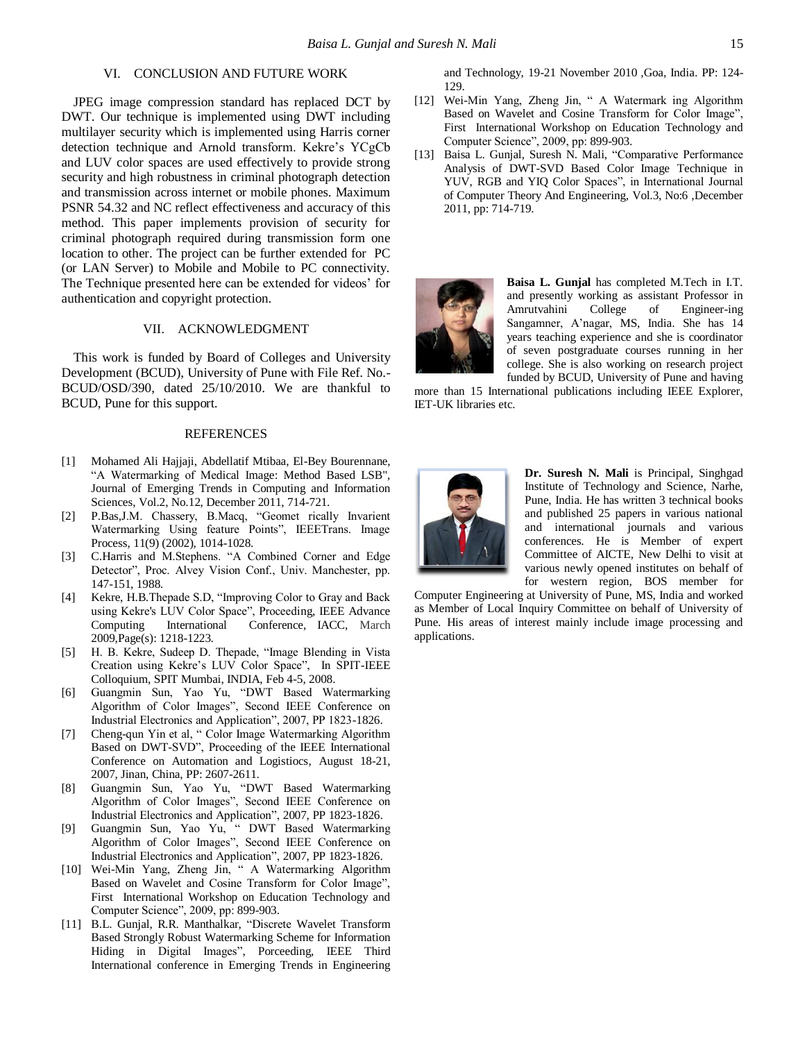## VI. CONCLUSION AND FUTURE WORK

JPEG image compression standard has replaced DCT by DWT. Our technique is implemented using DWT including multilayer security which is implemented using Harris corner detection technique and Arnold transform. Kekre's YCgCb and LUV color spaces are used effectively to provide strong security and high robustness in criminal photograph detection and transmission across internet or mobile phones. Maximum PSNR 54.32 and NC reflect effectiveness and accuracy of this method. This paper implements provision of security for criminal photograph required during transmission form one location to other. The project can be further extended for PC (or LAN Server) to Mobile and Mobile to PC connectivity. The Technique presented here can be extended for videos' for authentication and copyright protection.

## VII. ACKNOWLEDGMENT

This work is funded by Board of Colleges and University Development (BCUD), University of Pune with File Ref. No.-BCUD/OSD/390, dated 25/10/2010. We are thankful to BCUD, Pune for this support.

## REFERENCES

[1] Mohamed Ali Hajjaji, Abdellatif Mtibaa, El-Bey Bourennane, "A Watermarking of Medical Image: Method Based LSB", Journal of Emerging Trends in Computing and Information Sciences, Vol.2, No.12, December 2011, 714-721.

[2] P.Bas,J.M. Chassery, B.Macq, "Geomet rically Invarient Watermarking Using feature Points", IEEETrans. Image Process, 11(9) (2002), 1014-1028.

[3] C.Harris and M.Stephens. "A Combined Corner and Edge Detector", Proc. Alvey Vision Conf., Univ. Manchester, pp. 147-151, 1988.

[4] Kekre, H.B.Thepade S.D, "Improving Color to Gray and Back using Kekre's LUV Color Space", Proceeding, IEEE Advance Computing International Conference, IACC, March 2009,Page(s): 1218-1223.

[5] H. B. Kekre, Sudeep D. Thepade, "Image Blending in Vista Creation using Kekre's LUV Color Space", In SPIT-IEEE Colloquium, SPIT Mumbai, INDIA, Feb 4-5, 2008.

[6] Guangmin Sun, Yao Yu, "DWT Based Watermarking Algorithm of Color Images", Second IEEE Conference on Industrial Electronics and Application", 2007, PP 1823-1826.

[7] Cheng-qun Yin et al, " Color Image Watermarking Algorithm Based on DWT-SVD", Proceeding of the IEEE International Conference on Automation and Logistiocs, August 18-21, 2007, Jinan, China, PP: 2607-2611.

[8] Guangmin Sun, Yao Yu, "DWT Based Watermarking Algorithm of Color Images", Second IEEE Conference on Industrial Electronics and Application", 2007, PP 1823-1826.

[9] Guangmin Sun, Yao Yu, " DWT Based Watermarking Algorithm of Color Images", Second IEEE Conference on Industrial Electronics and Application", 2007, PP 1823-1826.

[10] Wei-Min Yang, Zheng Jin, " A Watermarking Algorithm Based on Wavelet and Cosine Transform for Color Image", First International Workshop on Education Technology and Computer Science", 2009, pp: 899-903.

[11] B.L. Gunjal, R.R. Manthalkar, "Discrete Wavelet Transform Based Strongly Robust Watermarking Scheme for Information Hiding in Digital Images", Porceeding, IEEE Third International conference in Emerging Trends in Engineering and Technology, 19-21 November 2010 ,Goa, India. PP: 124-129.

[12] Wei-Min Yang, Zheng Jin, " A Watermark ing Algorithm Based on Wavelet and Cosine Transform for Color Image", First International Workshop on Education Technology and Computer Science", 2009, pp: 899-903.

[13] Baisa L. Gunjal, Suresh N. Mali, "Comparative Performance Analysis of DWT-SVD Based Color Image Technique in YUV, RGB and YIQ Color Spaces", in International Journal of Computer Theory And Engineering, Vol.3, No:6 ,December 2011, pp: 714-719.

**Baisa L. Gunjal** has completed M.Tech in I.T. and presently working as assistant Professor in Amrutvahini College of Engineer-ing Sangamner, A'nagar, MS, India. She has 14 years teaching experience and she is coordinator of seven postgraduate courses running in her college. She is also working on research project funded by BCUD, University of Pune and having more than 15 International publications including IEEE Explorer, IET-UK libraries etc.

**Dr. Suresh N. Mali** is Principal, Singhgad Institute of Technology and Science, Narhe, Pune, India. He has written 3 technical books and published 25 papers in various national and international journals and various conferences. He is Member of expert Committee of AICTE, New Delhi to visit at various newly opened institutes on behalf of for western region, BOS member for Computer Engineering at University of Pune, MS, India and worked as Member of Local Inquiry Committee on behalf of University of Pune. His areas of interest mainly include image processing and applications.